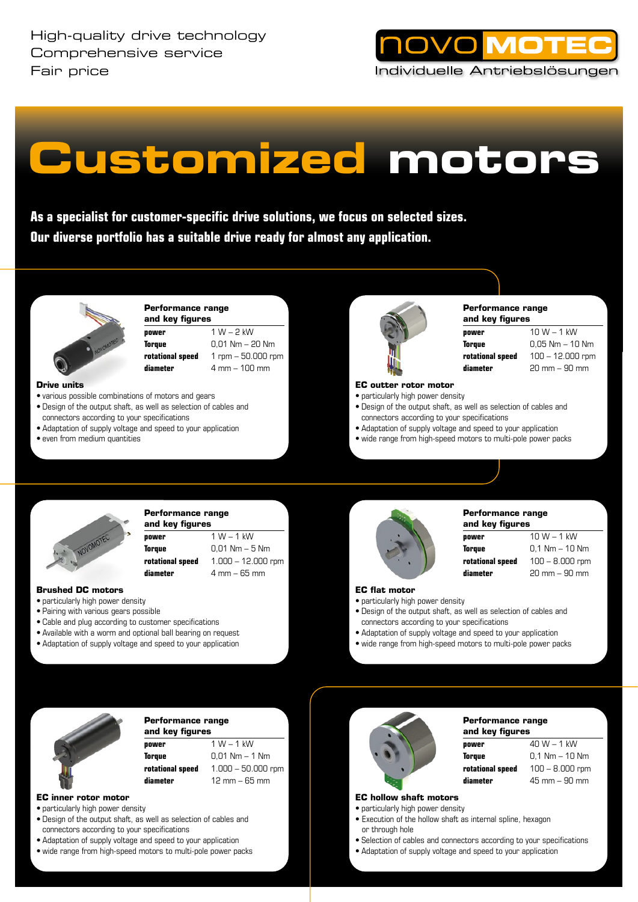High-quality drive technology
Comprehensive service
Fair price

novo MOTEC
Individuelle Antriebslösungen

# Customized motors

**As a specialist for customer-specific drive solutions, we focus on selected sizes. Our diverse portfolio has a suitable drive ready for almost any application.**

### Drive units

| Performance range and key figures | |
|---|---|
| power | 1 W – 2 kW |
| Torque | 0,01 Nm – 20 Nm |
| rotational speed | 1 rpm – 50.000 rpm |
| diameter | 4 mm – 100 mm |

- various possible combinations of motors and gears
- Design of the output shaft, as well as selection of cables and connectors according to your specifications
- Adaptation of supply voltage and speed to your application
- even from medium quantities

### EC outter rotor motor

| Performance range and key figures | |
|---|---|
| power | 10 W – 1 kW |
| Torque | 0,05 Nm – 10 Nm |
| rotational speed | 100 – 12.000 rpm |
| diameter | 20 mm – 90 mm |

- particularly high power density
- Design of the output shaft, as well as selection of cables and connectors according to your specifications
- Adaptation of supply voltage and speed to your application
- wide range from high-speed motors to multi-pole power packs

### Brushed DC motors

| Performance range and key figures | |
|---|---|
| power | 1 W – 1 kW |
| Torque | 0,01 Nm – 5 Nm |
| rotational speed | 1.000 – 12.000 rpm |
| diameter | 4 mm – 65 mm |

- particularly high power density
- Pairing with various gears possible
- Cable and plug according to customer specifications
- Available with a worm and optional ball bearing on request
- Adaptation of supply voltage and speed to your application

### EC flat motor

| Performance range and key figures | |
|---|---|
| power | 10 W – 1 kW |
| Torque | 0,1 Nm – 10 Nm |
| rotational speed | 100 – 8.000 rpm |
| diameter | 20 mm – 90 mm |

- particularly high power density
- Design of the output shaft, as well as selection of cables and connectors according to your specifications
- Adaptation of supply voltage and speed to your application
- wide range from high-speed motors to multi-pole power packs

### EC inner rotor motor

| Performance range and key figures | |
|---|---|
| power | 1 W – 1 kW |
| Torque | 0,01 Nm – 1 Nm |
| rotational speed | 1.000 – 50.000 rpm |
| diameter | 12 mm – 65 mm |

- particularly high power density
- Design of the output shaft, as well as selection of cables and connectors according to your specifications
- Adaptation of supply voltage and speed to your application
- wide range from high-speed motors to multi-pole power packs

### EC hollow shaft motors

| Performance range and key figures | |
|---|---|
| power | 40 W – 1 kW |
| Torque | 0,1 Nm – 10 Nm |
| rotational speed | 100 – 8.000 rpm |
| diameter | 45 mm – 90 mm |

- particularly high power density
- Execution of the hollow shaft as internal spline, hexagon or through hole
- Selection of cables and connectors according to your specifications
- Adaptation of supply voltage and speed to your application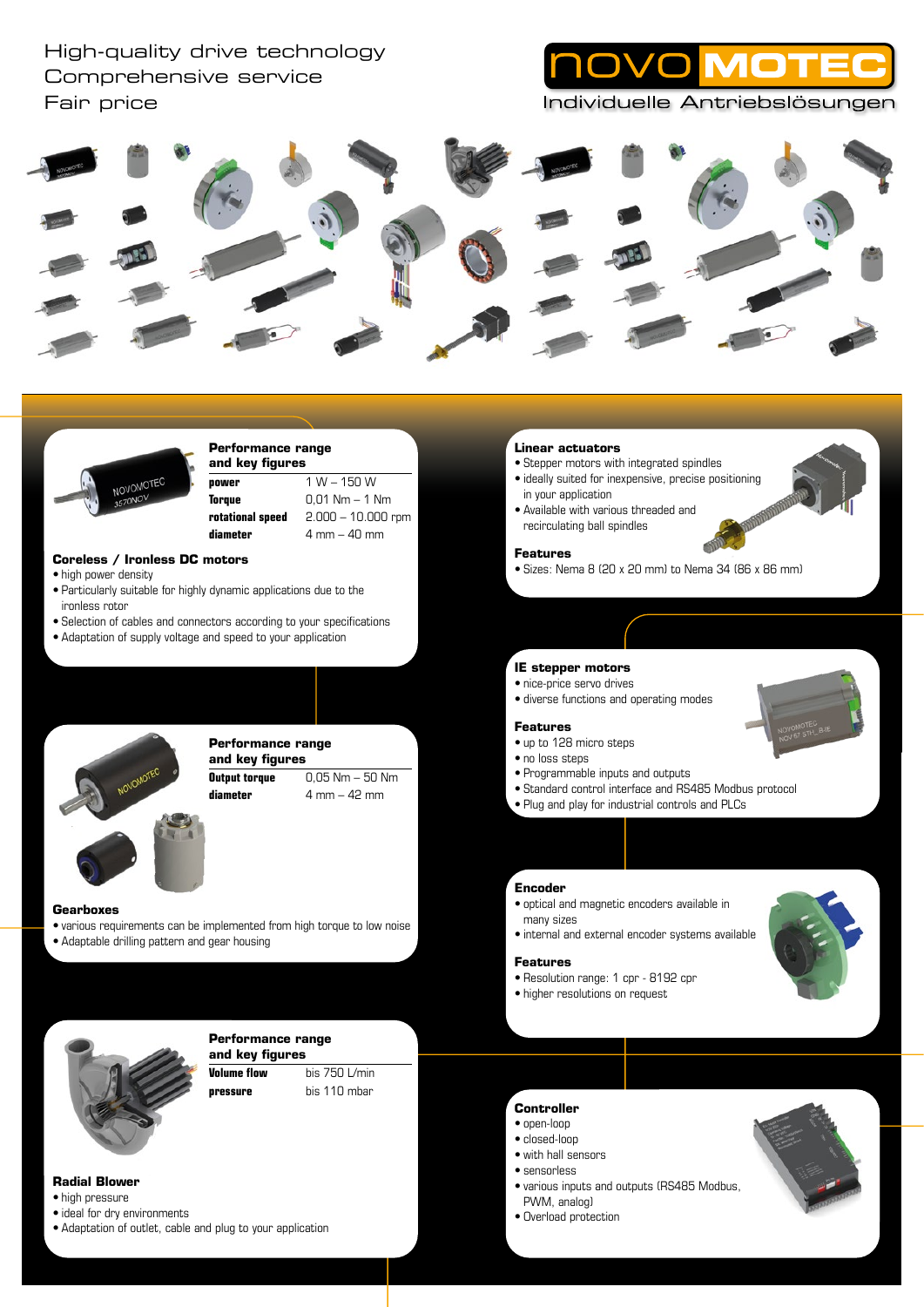High-quality drive technology
Comprehensive service
Fair price

novo MOTEC
Individuelle Antriebslösungen

**Performance range and key figures**

| | |
|---|---|
| **power** | 1 W – 150 W |
| **Torque** | 0,01 Nm – 1 Nm |
| **rotational speed** | 2.000 – 10.000 rpm |
| **diameter** | 4 mm – 40 mm |

### Coreless / Ironless DC motors

- high power density
- Particularly suitable for highly dynamic applications due to the ironless rotor
- Selection of cables and connectors according to your specifications
- Adaptation of supply voltage and speed to your application

**Performance range and key figures**

| | |
|---|---|
| **Output torque** | 0,05 Nm – 50 Nm |
| **diameter** | 4 mm – 42 mm |

### Gearboxes

- various requirements can be implemented from high torque to low noise
- Adaptable drilling pattern and gear housing

**Performance range and key figures**

| | |
|---|---|
| **Volume flow** | bis 750 L/min |
| **pressure** | bis 110 mbar |

### Radial Blower

- high pressure
- ideal for dry environments
- Adaptation of outlet, cable and plug to your application

### Linear actuators

- Stepper motors with integrated spindles
- ideally suited for inexpensive, precise positioning in your application
- Available with various threaded and recirculating ball spindles

**Features**

- Sizes: Nema 8 (20 x 20 mm) to Nema 34 (86 x 86 mm)

### IE stepper motors

- nice-price servo drives
- diverse functions and operating modes

**Features**

- up to 128 micro steps
- no loss steps
- Programmable inputs and outputs
- Standard control interface and RS485 Modbus protocol
- Plug and play for industrial controls and PLCs

### Encoder

- optical and magnetic encoders available in many sizes
- internal and external encoder systems available

**Features**

- Resolution range: 1 cpr - 8192 cpr
- higher resolutions on request

### Controller

- open-loop
- closed-loop
- with hall sensors
- sensorless
- various inputs and outputs (RS485 Modbus, PWM, analog)
- Overload protection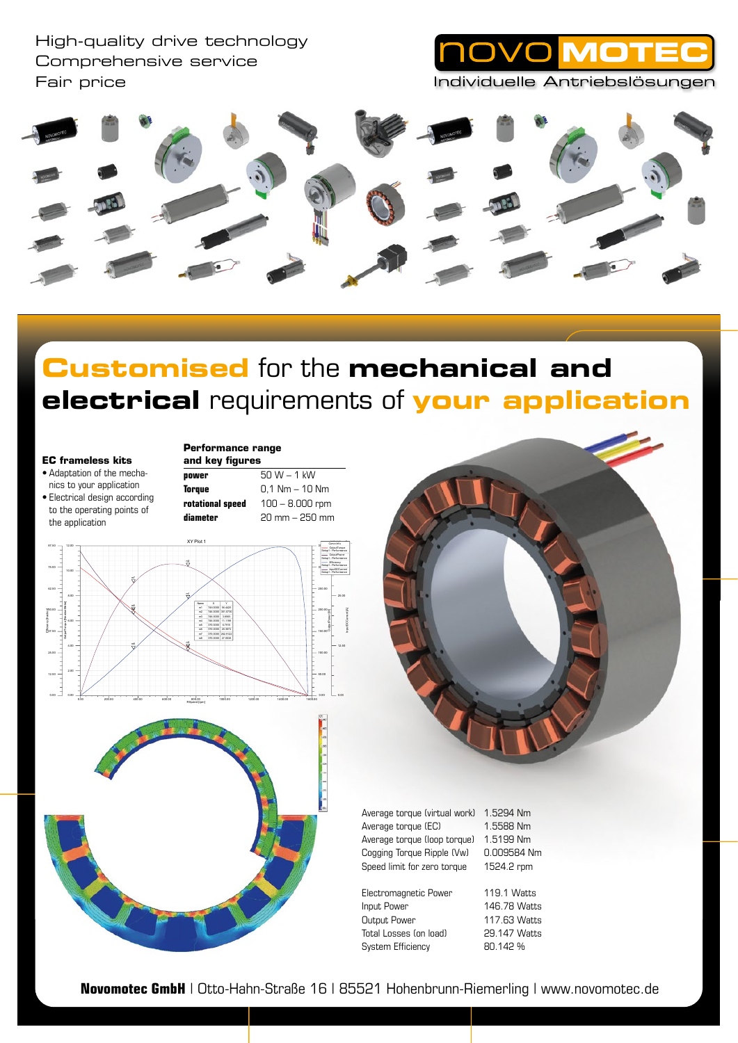High-quality drive technology
Comprehensive service
Fair price

NOVO MOTEC
Individuelle Antriebslösungen

# Customised for the mechanical and electrical requirements of your application

**EC frameless kits**

- Adaptation of the mechanics to your application
- Electrical design according to the operating points of the application

**Performance range and key figures**

| | |
|---|---|
| **power** | 50 W – 1 kW |
| **Torque** | 0,1 Nm – 10 Nm |
| **rotational speed** | 100 – 8.000 rpm |
| **diameter** | 20 mm – 250 mm |

XY Plot 1

| | |
|---|---|
| Average torque (virtual work) | 1.5294 Nm |
| Average torque (EC) | 1.5588 Nm |
| Average torque (loop torque) | 1.5199 Nm |
| Cogging Torque Ripple (Vw) | 0.009584 Nm |
| Speed limit for zero torque | 1524.2 rpm |
| Electromagnetic Power | 119.1 Watts |
| Input Power | 146.78 Watts |
| Output Power | 117.63 Watts |
| Total Losses (on load) | 29.147 Watts |
| System Efficiency | 80.142 % |

**Novomotec GmbH** | Otto-Hahn-Straße 16 | 85521 Hohenbrunn-Riemerling | www.novomotec.de